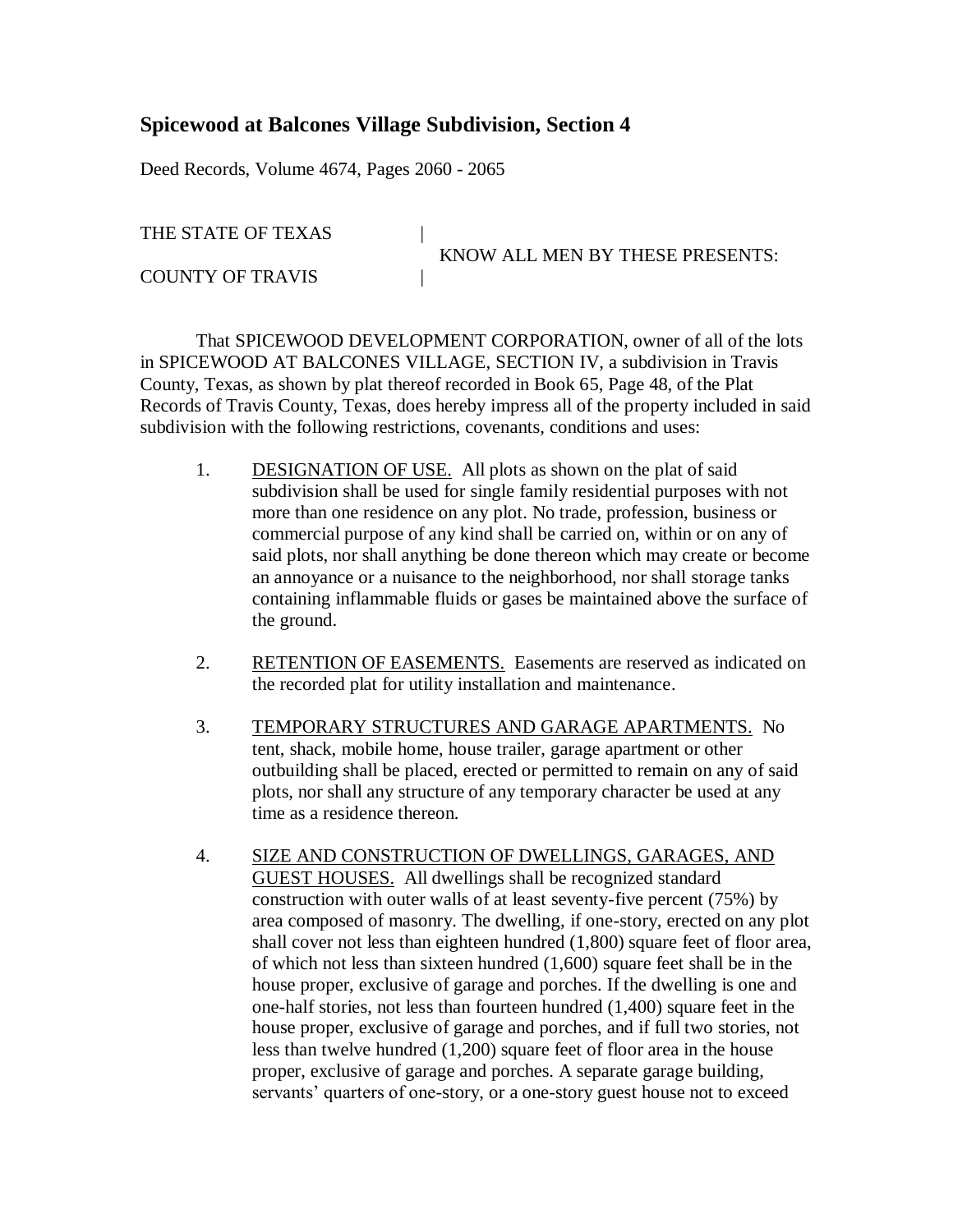## Spicewood at Balcones Village Subdivision, Section 4

Deed Records, Volume 4674, Pages 2060 - 2065

THE STATE OF TEXAS |
KNOW ALL MEN BY THESE PRESENTS:
COUNTY OF TRAVIS |

That SPICEWOOD DEVELOPMENT CORPORATION, owner of all of the lots in SPICEWOOD AT BALCONES VILLAGE, SECTION IV, a subdivision in Travis County, Texas, as shown by plat thereof recorded in Book 65, Page 48, of the Plat Records of Travis County, Texas, does hereby impress all of the property included in said subdivision with the following restrictions, covenants, conditions and uses:

1. DESIGNATION OF USE. All plots as shown on the plat of said subdivision shall be used for single family residential purposes with not more than one residence on any plot. No trade, profession, business or commercial purpose of any kind shall be carried on, within or on any of said plots, nor shall anything be done thereon which may create or become an annoyance or a nuisance to the neighborhood, nor shall storage tanks containing inflammable fluids or gases be maintained above the surface of the ground.

2. RETENTION OF EASEMENTS. Easements are reserved as indicated on the recorded plat for utility installation and maintenance.

3. TEMPORARY STRUCTURES AND GARAGE APARTMENTS. No tent, shack, mobile home, house trailer, garage apartment or other outbuilding shall be placed, erected or permitted to remain on any of said plots, nor shall any structure of any temporary character be used at any time as a residence thereon.

4. SIZE AND CONSTRUCTION OF DWELLINGS, GARAGES, AND GUEST HOUSES. All dwellings shall be recognized standard construction with outer walls of at least seventy-five percent (75%) by area composed of masonry. The dwelling, if one-story, erected on any plot shall cover not less than eighteen hundred (1,800) square feet of floor area, of which not less than sixteen hundred (1,600) square feet shall be in the house proper, exclusive of garage and porches. If the dwelling is one and one-half stories, not less than fourteen hundred (1,400) square feet in the house proper, exclusive of garage and porches, and if full two stories, not less than twelve hundred (1,200) square feet of floor area in the house proper, exclusive of garage and porches. A separate garage building, servants' quarters of one-story, or a one-story guest house not to exceed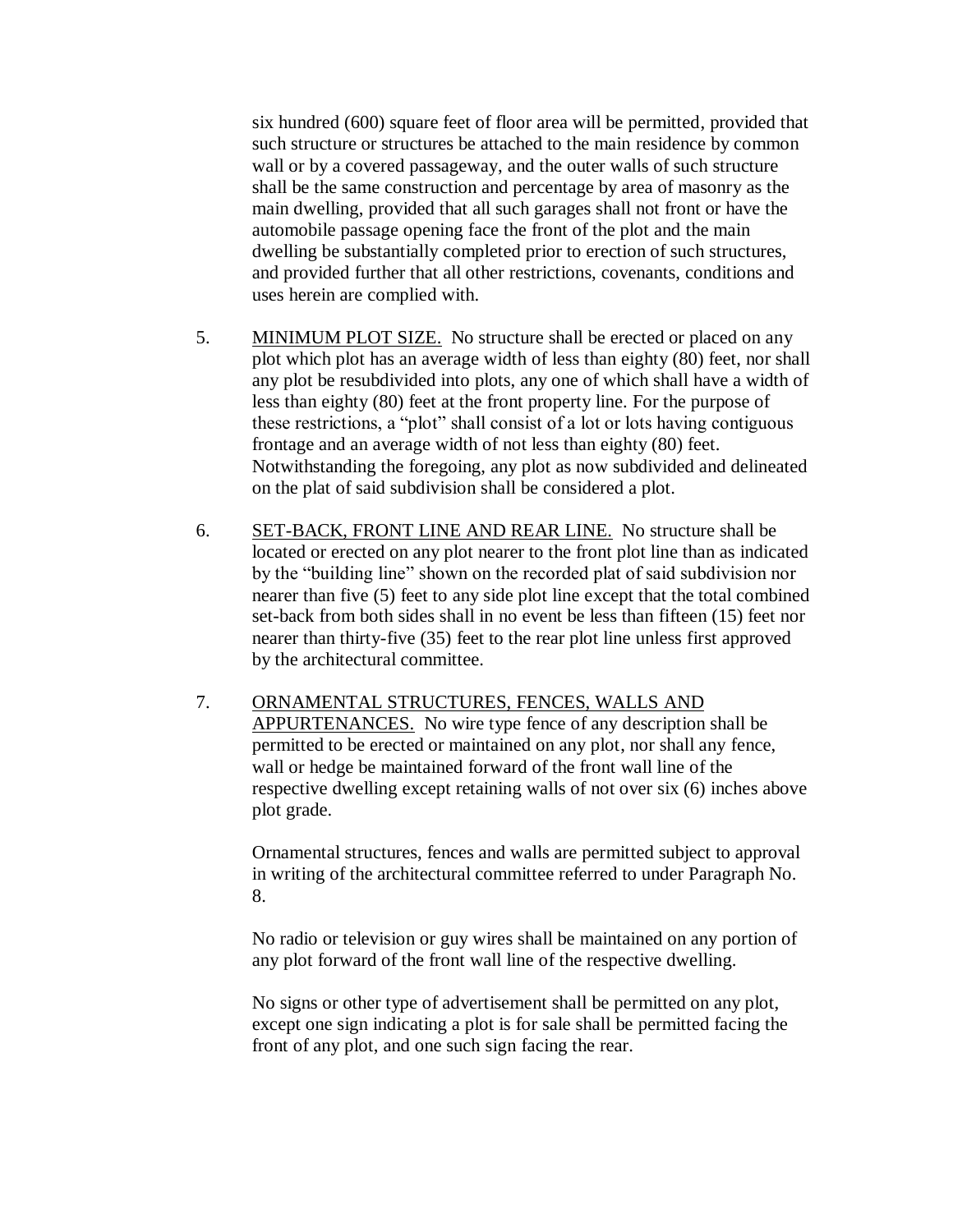six hundred (600) square feet of floor area will be permitted, provided that such structure or structures be attached to the main residence by common wall or by a covered passageway, and the outer walls of such structure shall be the same construction and percentage by area of masonry as the main dwelling, provided that all such garages shall not front or have the automobile passage opening face the front of the plot and the main dwelling be substantially completed prior to erection of such structures, and provided further that all other restrictions, covenants, conditions and uses herein are complied with.

5. <u>MINIMUM PLOT SIZE.</u> No structure shall be erected or placed on any plot which plot has an average width of less than eighty (80) feet, nor shall any plot be resubdivided into plots, any one of which shall have a width of less than eighty (80) feet at the front property line. For the purpose of these restrictions, a "plot" shall consist of a lot or lots having contiguous frontage and an average width of not less than eighty (80) feet. Notwithstanding the foregoing, any plot as now subdivided and delineated on the plat of said subdivision shall be considered a plot.

6. <u>SET-BACK, FRONT LINE AND REAR LINE.</u> No structure shall be located or erected on any plot nearer to the front plot line than as indicated by the "building line" shown on the recorded plat of said subdivision nor nearer than five (5) feet to any side plot line except that the total combined set-back from both sides shall in no event be less than fifteen (15) feet nor nearer than thirty-five (35) feet to the rear plot line unless first approved by the architectural committee.

7. <u>ORNAMENTAL STRUCTURES, FENCES, WALLS AND APPURTENANCES.</u> No wire type fence of any description shall be permitted to be erected or maintained on any plot, nor shall any fence, wall or hedge be maintained forward of the front wall line of the respective dwelling except retaining walls of not over six (6) inches above plot grade.

   Ornamental structures, fences and walls are permitted subject to approval in writing of the architectural committee referred to under Paragraph No. 8.

   No radio or television or guy wires shall be maintained on any portion of any plot forward of the front wall line of the respective dwelling.

   No signs or other type of advertisement shall be permitted on any plot, except one sign indicating a plot is for sale shall be permitted facing the front of any plot, and one such sign facing the rear.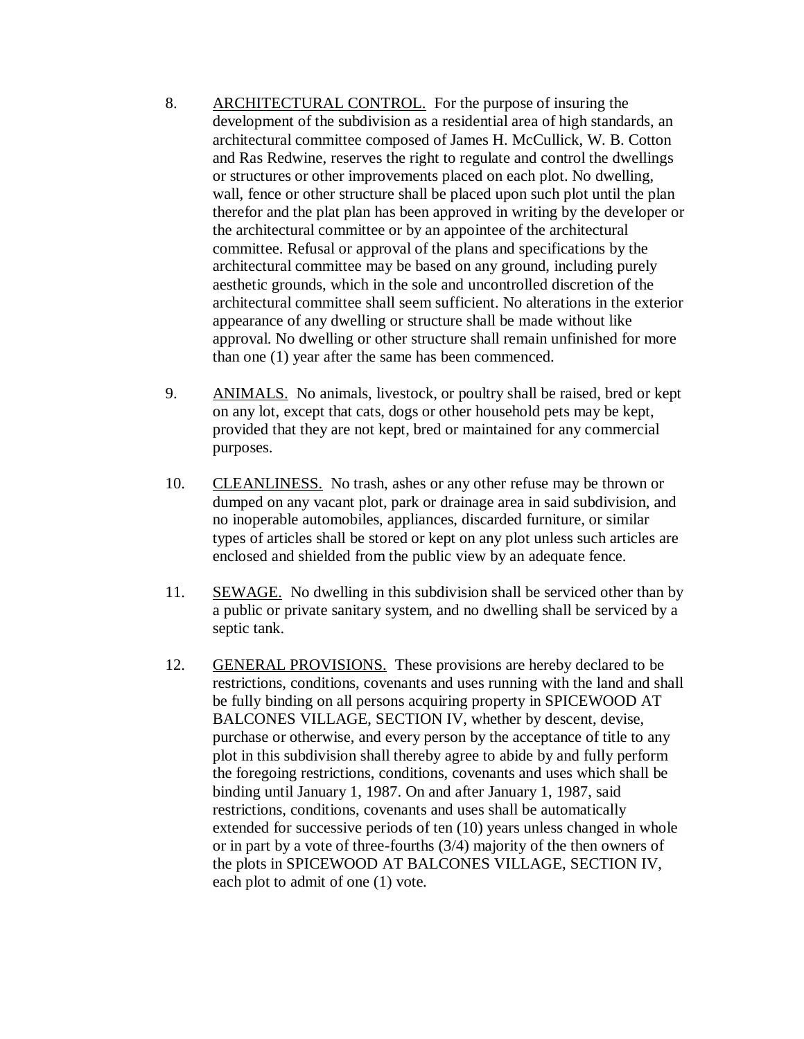8. <u>ARCHITECTURAL CONTROL.</u> For the purpose of insuring the development of the subdivision as a residential area of high standards, an architectural committee composed of James H. McCullick, W. B. Cotton and Ras Redwine, reserves the right to regulate and control the dwellings or structures or other improvements placed on each plot. No dwelling, wall, fence or other structure shall be placed upon such plot until the plan therefor and the plat plan has been approved in writing by the developer or the architectural committee or by an appointee of the architectural committee. Refusal or approval of the plans and specifications by the architectural committee may be based on any ground, including purely aesthetic grounds, which in the sole and uncontrolled discretion of the architectural committee shall seem sufficient. No alterations in the exterior appearance of any dwelling or structure shall be made without like approval. No dwelling or other structure shall remain unfinished for more than one (1) year after the same has been commenced.

9. <u>ANIMALS.</u> No animals, livestock, or poultry shall be raised, bred or kept on any lot, except that cats, dogs or other household pets may be kept, provided that they are not kept, bred or maintained for any commercial purposes.

10. <u>CLEANLINESS.</u> No trash, ashes or any other refuse may be thrown or dumped on any vacant plot, park or drainage area in said subdivision, and no inoperable automobiles, appliances, discarded furniture, or similar types of articles shall be stored or kept on any plot unless such articles are enclosed and shielded from the public view by an adequate fence.

11. <u>SEWAGE.</u> No dwelling in this subdivision shall be serviced other than by a public or private sanitary system, and no dwelling shall be serviced by a septic tank.

12. <u>GENERAL PROVISIONS.</u> These provisions are hereby declared to be restrictions, conditions, covenants and uses running with the land and shall be fully binding on all persons acquiring property in SPICEWOOD AT BALCONES VILLAGE, SECTION IV, whether by descent, devise, purchase or otherwise, and every person by the acceptance of title to any plot in this subdivision shall thereby agree to abide by and fully perform the foregoing restrictions, conditions, covenants and uses which shall be binding until January 1, 1987. On and after January 1, 1987, said restrictions, conditions, covenants and uses shall be automatically extended for successive periods of ten (10) years unless changed in whole or in part by a vote of three-fourths (3/4) majority of the then owners of the plots in SPICEWOOD AT BALCONES VILLAGE, SECTION IV, each plot to admit of one (1) vote.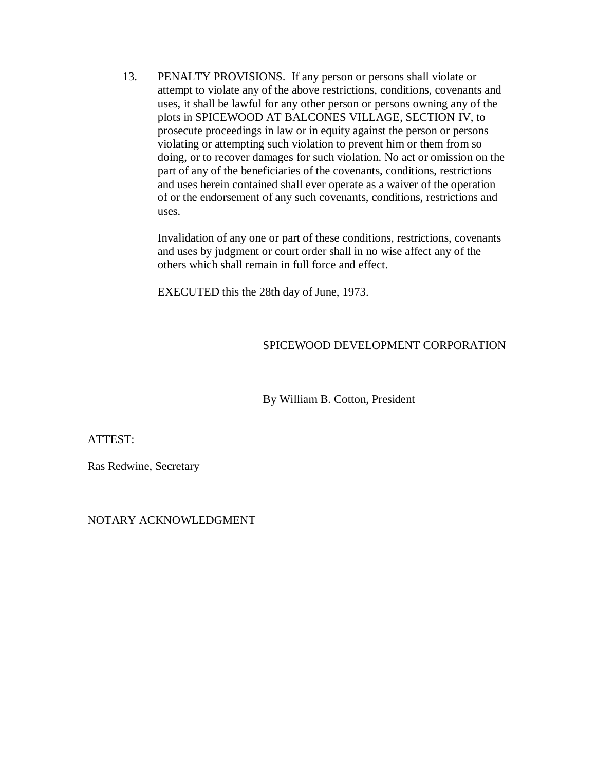13. <u>PENALTY PROVISIONS.</u> If any person or persons shall violate or attempt to violate any of the above restrictions, conditions, covenants and uses, it shall be lawful for any other person or persons owning any of the plots in SPICEWOOD AT BALCONES VILLAGE, SECTION IV, to prosecute proceedings in law or in equity against the person or persons violating or attempting such violation to prevent him or them from so doing, or to recover damages for such violation. No act or omission on the part of any of the beneficiaries of the covenants, conditions, restrictions and uses herein contained shall ever operate as a waiver of the operation of or the endorsement of any such covenants, conditions, restrictions and uses.

    Invalidation of any one or part of these conditions, restrictions, covenants and uses by judgment or court order shall in no wise affect any of the others which shall remain in full force and effect.

    EXECUTED this the 28th day of June, 1973.

SPICEWOOD DEVELOPMENT CORPORATION

By William B. Cotton, President

ATTEST:

Ras Redwine, Secretary

NOTARY ACKNOWLEDGMENT